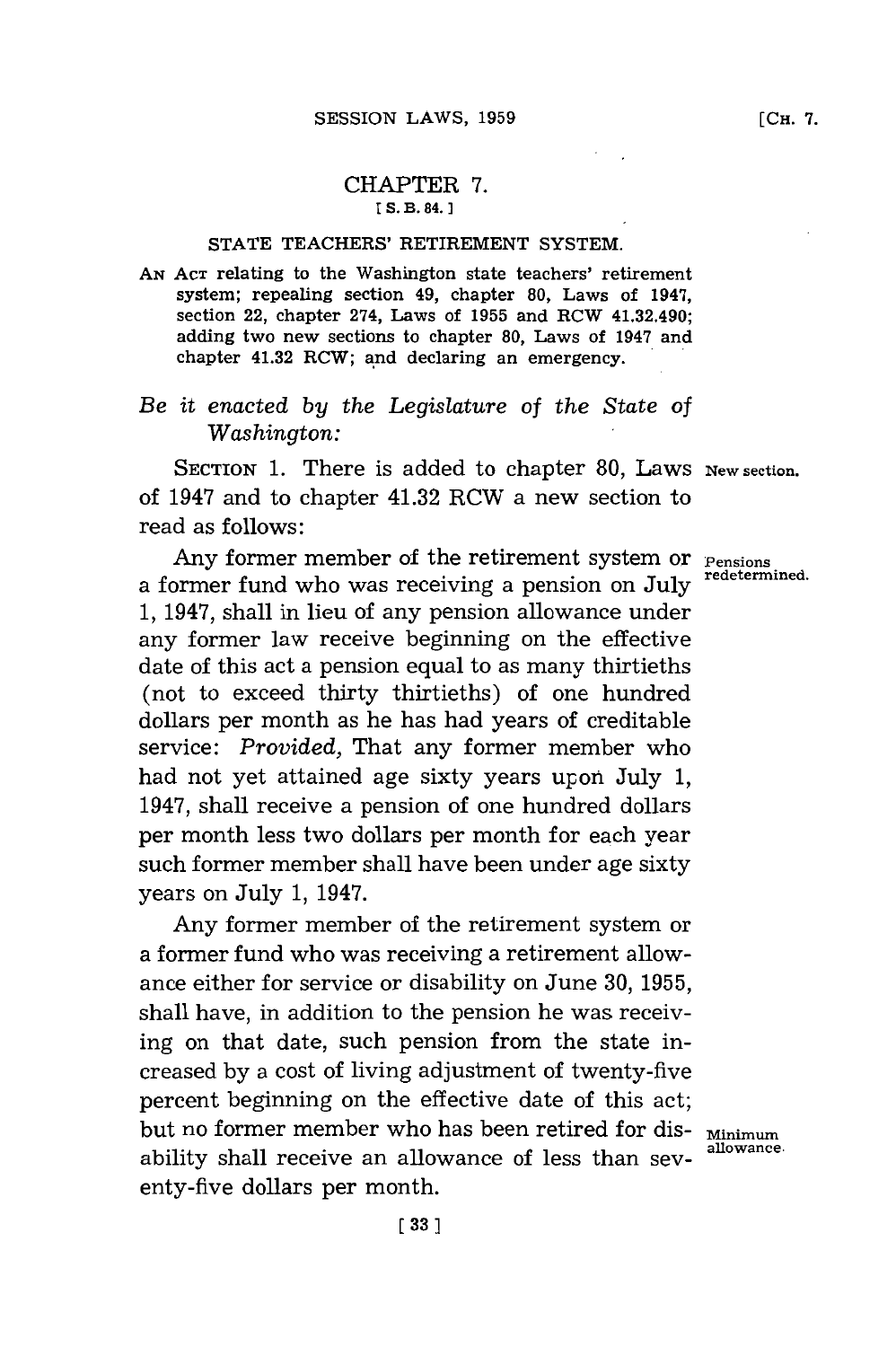# CHAPTER 7.

[ S. B. 84. ]

## STATE TEACHERS' RETIREMENT SYSTEM.

AN ACT relating to the Washington state teachers' retirement system; repealing section 49, chapter 80, Laws of 1947, section 22, chapter 274, Laws of 1955 and RCW 41.32.490; adding two new sections to chapter 80, Laws of 1947 and chapter 41.32 RCW; and declaring an emergency.

*Be it enacted by the Legislature of the State of Washington:*

SECTION 1. There is added to chapter 80, Laws of 1947 and to chapter 41.32 RCW a new section to read as follows:

New section.

Any former member of the retirement system or a former fund who was receiving a pension on July 1, 1947, shall in lieu of any pension allowance under any former law receive beginning on the effective date of this act a pension equal to as many thirtieths (not to exceed thirty thirtieths) of one hundred dollars per month as he has had years of creditable service: *Provided,* That any former member who had not yet attained age sixty years upon July 1, 1947, shall receive a pension of one hundred dollars per month less two dollars per month for each year such former member shall have been under age sixty years on July 1, 1947.

Pensions redetermined.

Any former member of the retirement system or a former fund who was receiving a retirement allowance either for service or disability on June 30, 1955, shall have, in addition to the pension he was receiving on that date, such pension from the state increased by a cost of living adjustment of twenty-five percent beginning on the effective date of this act; but no former member who has been retired for disability shall receive an allowance of less than seventy-five dollars per month.

Minimum allowance.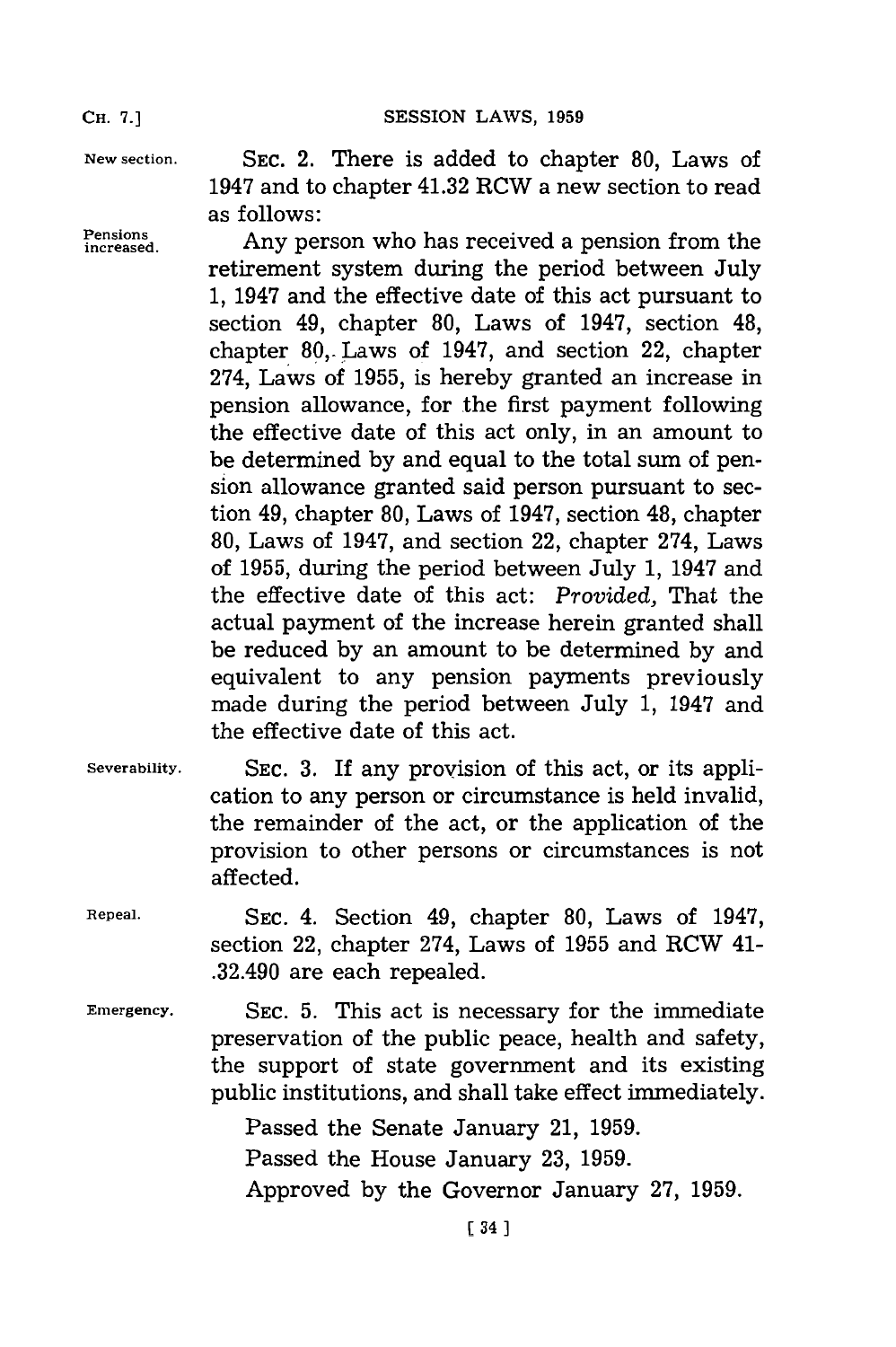**New section.** SEC. 2. There is added to chapter 80, Laws of 1947 and to chapter 41.32 RCW a new section to read as follows:

**Pensions increased.** Any person who has received a pension from the retirement system during the period between July 1, 1947 and the effective date of this act pursuant to section 49, chapter 80, Laws of 1947, section 48, chapter 80, Laws of 1947, and section 22, chapter 274, Laws of 1955, is hereby granted an increase in pension allowance, for the first payment following the effective date of this act only, in an amount to be determined by and equal to the total sum of pension allowance granted said person pursuant to section 49, chapter 80, Laws of 1947, section 48, chapter 80, Laws of 1947, and section 22, chapter 274, Laws of 1955, during the period between July 1, 1947 and the effective date of this act: *Provided,* That the actual payment of the increase herein granted shall be reduced by an amount to be determined by and equivalent to any pension payments previously made during the period between July 1, 1947 and the effective date of this act.

**Severability.** SEC. 3. If any provision of this act, or its application to any person or circumstance is held invalid, the remainder of the act, or the application of the provision to other persons or circumstances is not affected.

**Repeal.** SEC. 4. Section 49, chapter 80, Laws of 1947, section 22, chapter 274, Laws of 1955 and RCW 41-.32.490 are each repealed.

**Emergency.** SEC. 5. This act is necessary for the immediate preservation of the public peace, health and safety, the support of state government and its existing public institutions, and shall take effect immediately.

Passed the Senate January 21, 1959.

Passed the House January 23, 1959.

Approved by the Governor January 27, 1959.